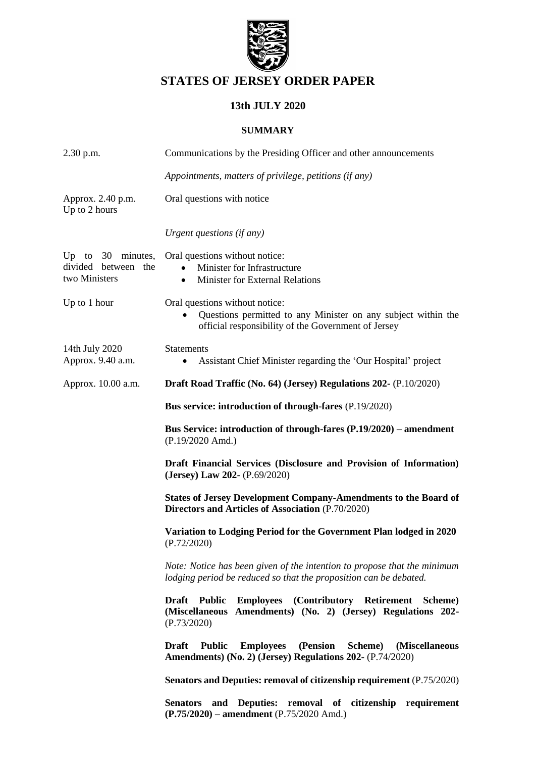# STATES OF JERSEY ORDER PAPER

## 13th JULY 2020

### SUMMARY

| | |
|---|---|
| 2.30 p.m. | Communications by the Presiding Officer and other announcements |
| | *Appointments, matters of privilege, petitions (if any)* |
| Approx. 2.40 p.m.<br>Up to 2 hours | Oral questions with notice |
| | *Urgent questions (if any)* |
| Up to 30 minutes, divided between the two Ministers | Oral questions without notice:<br>• Minister for Infrastructure<br>• Minister for External Relations |
| Up to 1 hour | Oral questions without notice:<br>• Questions permitted to any Minister on any subject within the official responsibility of the Government of Jersey |
| 14th July 2020<br>Approx. 9.40 a.m. | Statements<br>• Assistant Chief Minister regarding the 'Our Hospital' project |
| Approx. 10.00 a.m. | **Draft Road Traffic (No. 64) (Jersey) Regulations 202-** (P.10/2020) |
| | **Bus service: introduction of through-fares** (P.19/2020) |
| | **Bus Service: introduction of through-fares (P.19/2020) – amendment** (P.19/2020 Amd.) |
| | **Draft Financial Services (Disclosure and Provision of Information) (Jersey) Law 202-** (P.69/2020) |
| | **States of Jersey Development Company-Amendments to the Board of Directors and Articles of Association** (P.70/2020) |
| | **Variation to Lodging Period for the Government Plan lodged in 2020** (P.72/2020) |
| | *Note: Notice has been given of the intention to propose that the minimum lodging period be reduced so that the proposition can be debated.* |
| | **Draft Public Employees (Contributory Retirement Scheme) (Miscellaneous Amendments) (No. 2) (Jersey) Regulations 202-** (P.73/2020) |
| | **Draft Public Employees (Pension Scheme) (Miscellaneous Amendments) (No. 2) (Jersey) Regulations 202-** (P.74/2020) |
| | **Senators and Deputies: removal of citizenship requirement** (P.75/2020) |
| | **Senators and Deputies: removal of citizenship requirement (P.75/2020) – amendment** (P.75/2020 Amd.) |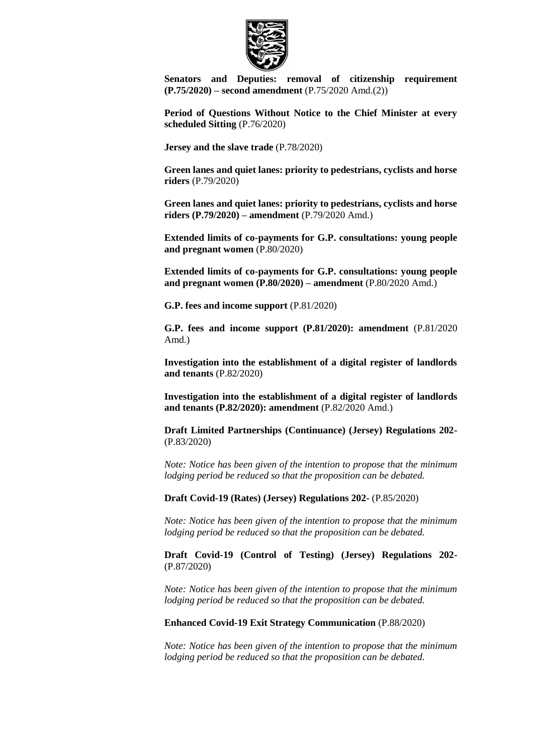**Senators and Deputies: removal of citizenship requirement (P.75/2020) – second amendment** (P.75/2020 Amd.(2))

**Period of Questions Without Notice to the Chief Minister at every scheduled Sitting** (P.76/2020)

**Jersey and the slave trade** (P.78/2020)

**Green lanes and quiet lanes: priority to pedestrians, cyclists and horse riders** (P.79/2020)

**Green lanes and quiet lanes: priority to pedestrians, cyclists and horse riders (P.79/2020) – amendment** (P.79/2020 Amd.)

**Extended limits of co-payments for G.P. consultations: young people and pregnant women** (P.80/2020)

**Extended limits of co-payments for G.P. consultations: young people and pregnant women (P.80/2020) – amendment** (P.80/2020 Amd.)

**G.P. fees and income support** (P.81/2020)

**G.P. fees and income support (P.81/2020): amendment** (P.81/2020 Amd.)

**Investigation into the establishment of a digital register of landlords and tenants** (P.82/2020)

**Investigation into the establishment of a digital register of landlords and tenants (P.82/2020): amendment** (P.82/2020 Amd.)

**Draft Limited Partnerships (Continuance) (Jersey) Regulations 202-** (P.83/2020)

*Note: Notice has been given of the intention to propose that the minimum lodging period be reduced so that the proposition can be debated.*

**Draft Covid-19 (Rates) (Jersey) Regulations 202-** (P.85/2020)

*Note: Notice has been given of the intention to propose that the minimum lodging period be reduced so that the proposition can be debated.*

**Draft Covid-19 (Control of Testing) (Jersey) Regulations 202-** (P.87/2020)

*Note: Notice has been given of the intention to propose that the minimum lodging period be reduced so that the proposition can be debated.*

**Enhanced Covid-19 Exit Strategy Communication** (P.88/2020)

*Note: Notice has been given of the intention to propose that the minimum lodging period be reduced so that the proposition can be debated.*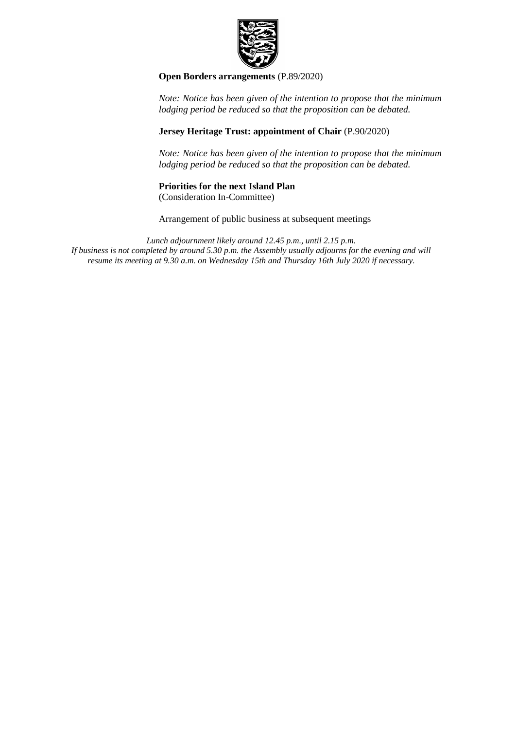**Open Borders arrangements** (P.89/2020)

*Note: Notice has been given of the intention to propose that the minimum lodging period be reduced so that the proposition can be debated.*

**Jersey Heritage Trust: appointment of Chair** (P.90/2020)

*Note: Notice has been given of the intention to propose that the minimum lodging period be reduced so that the proposition can be debated.*

**Priorities for the next Island Plan**
(Consideration In-Committee)

Arrangement of public business at subsequent meetings

*Lunch adjournment likely around 12.45 p.m., until 2.15 p.m.*
*If business is not completed by around 5.30 p.m. the Assembly usually adjourns for the evening and will resume its meeting at 9.30 a.m. on Wednesday 15th and Thursday 16th July 2020 if necessary.*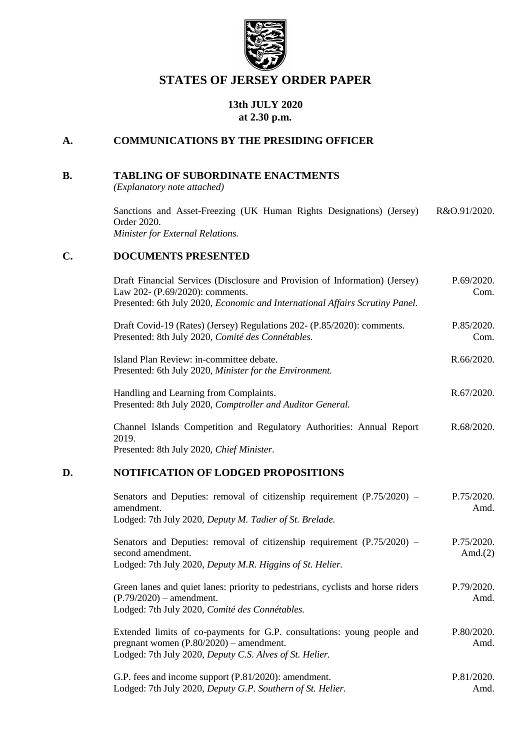# STATES OF JERSEY ORDER PAPER

**13th JULY 2020**
**at 2.30 p.m.**

## A. COMMUNICATIONS BY THE PRESIDING OFFICER

## B. TABLING OF SUBORDINATE ENACTMENTS

*(Explanatory note attached)*

| | |
|---|---|
| Sanctions and Asset-Freezing (UK Human Rights Designations) (Jersey) Order 2020.<br>*Minister for External Relations.* | R&O.91/2020. |

## C. DOCUMENTS PRESENTED

| | |
|---|---|
| Draft Financial Services (Disclosure and Provision of Information) (Jersey) Law 202- (P.69/2020): comments.<br>Presented: 6th July 2020, *Economic and International Affairs Scrutiny Panel.* | P.69/2020. Com. |
| Draft Covid-19 (Rates) (Jersey) Regulations 202- (P.85/2020): comments.<br>Presented: 8th July 2020, *Comité des Connétables.* | P.85/2020. Com. |
| Island Plan Review: in-committee debate.<br>Presented: 6th July 2020, *Minister for the Environment.* | R.66/2020. |
| Handling and Learning from Complaints.<br>Presented: 8th July 2020, *Comptroller and Auditor General.* | R.67/2020. |
| Channel Islands Competition and Regulatory Authorities: Annual Report 2019.<br>Presented: 8th July 2020, *Chief Minister.* | R.68/2020. |

## D. NOTIFICATION OF LODGED PROPOSITIONS

| | |
|---|---|
| Senators and Deputies: removal of citizenship requirement (P.75/2020) – amendment.<br>Lodged: 7th July 2020, *Deputy M. Tadier of St. Brelade.* | P.75/2020. Amd. |
| Senators and Deputies: removal of citizenship requirement (P.75/2020) – second amendment.<br>Lodged: 7th July 2020, *Deputy M.R. Higgins of St. Helier.* | P.75/2020. Amd.(2) |
| Green lanes and quiet lanes: priority to pedestrians, cyclists and horse riders (P.79/2020) – amendment.<br>Lodged: 7th July 2020, *Comité des Connétables.* | P.79/2020. Amd. |
| Extended limits of co-payments for G.P. consultations: young people and pregnant women (P.80/2020) – amendment.<br>Lodged: 7th July 2020, *Deputy C.S. Alves of St. Helier.* | P.80/2020. Amd. |
| G.P. fees and income support (P.81/2020): amendment.<br>Lodged: 7th July 2020, *Deputy G.P. Southern of St. Helier.* | P.81/2020. Amd. |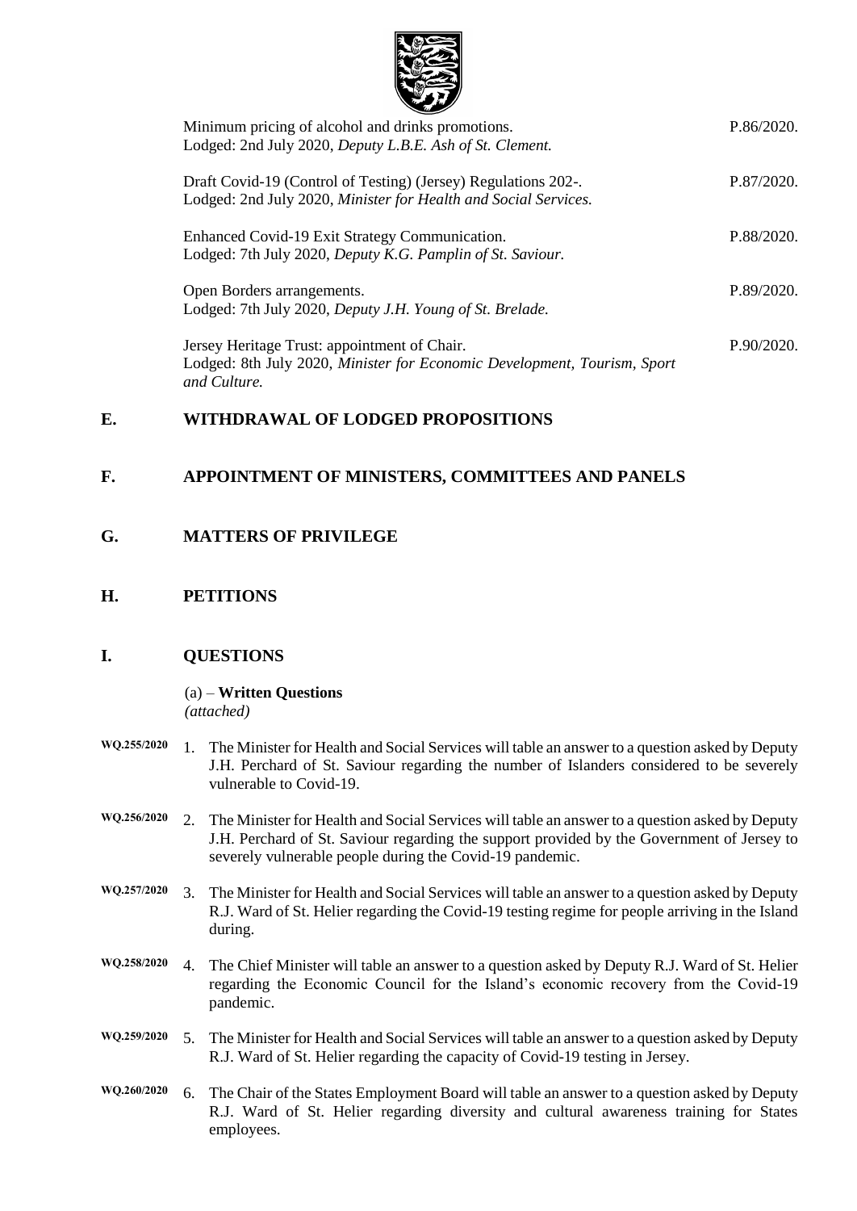| | |
|---|---|
| Minimum pricing of alcohol and drinks promotions.<br>Lodged: 2nd July 2020, *Deputy L.B.E. Ash of St. Clement.* | P.86/2020. |
| Draft Covid-19 (Control of Testing) (Jersey) Regulations 202-.<br>Lodged: 2nd July 2020, *Minister for Health and Social Services.* | P.87/2020. |
| Enhanced Covid-19 Exit Strategy Communication.<br>Lodged: 7th July 2020, *Deputy K.G. Pamplin of St. Saviour.* | P.88/2020. |
| Open Borders arrangements.<br>Lodged: 7th July 2020, *Deputy J.H. Young of St. Brelade.* | P.89/2020. |
| Jersey Heritage Trust: appointment of Chair.<br>Lodged: 8th July 2020, *Minister for Economic Development, Tourism, Sport and Culture.* | P.90/2020. |

## E. WITHDRAWAL OF LODGED PROPOSITIONS

## F. APPOINTMENT OF MINISTERS, COMMITTEES AND PANELS

## G. MATTERS OF PRIVILEGE

## H. PETITIONS

## I. QUESTIONS

(a) – **Written Questions**
*(attached)*

**WQ.255/2020** 1. The Minister for Health and Social Services will table an answer to a question asked by Deputy J.H. Perchard of St. Saviour regarding the number of Islanders considered to be severely vulnerable to Covid-19.

**WQ.256/2020** 2. The Minister for Health and Social Services will table an answer to a question asked by Deputy J.H. Perchard of St. Saviour regarding the support provided by the Government of Jersey to severely vulnerable people during the Covid-19 pandemic.

**WQ.257/2020** 3. The Minister for Health and Social Services will table an answer to a question asked by Deputy R.J. Ward of St. Helier regarding the Covid-19 testing regime for people arriving in the Island during.

**WQ.258/2020** 4. The Chief Minister will table an answer to a question asked by Deputy R.J. Ward of St. Helier regarding the Economic Council for the Island's economic recovery from the Covid-19 pandemic.

**WQ.259/2020** 5. The Minister for Health and Social Services will table an answer to a question asked by Deputy R.J. Ward of St. Helier regarding the capacity of Covid-19 testing in Jersey.

**WQ.260/2020** 6. The Chair of the States Employment Board will table an answer to a question asked by Deputy R.J. Ward of St. Helier regarding diversity and cultural awareness training for States employees.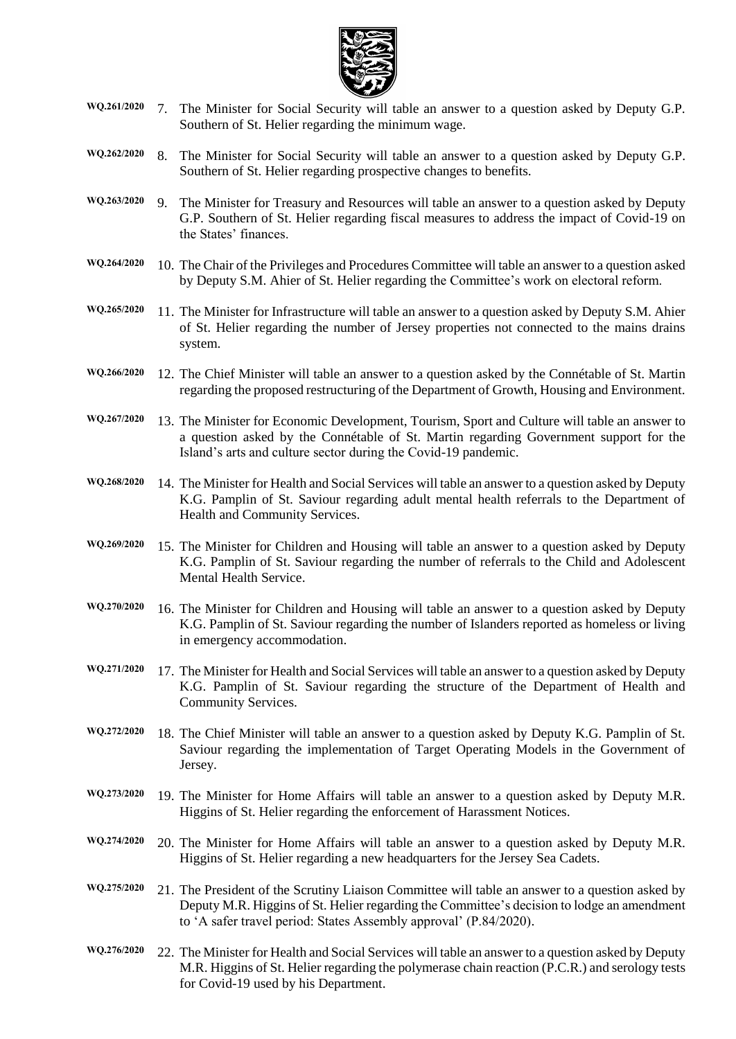WQ.261/2020 7. The Minister for Social Security will table an answer to a question asked by Deputy G.P. Southern of St. Helier regarding the minimum wage.

WQ.262/2020 8. The Minister for Social Security will table an answer to a question asked by Deputy G.P. Southern of St. Helier regarding prospective changes to benefits.

WQ.263/2020 9. The Minister for Treasury and Resources will table an answer to a question asked by Deputy G.P. Southern of St. Helier regarding fiscal measures to address the impact of Covid-19 on the States' finances.

WQ.264/2020 10. The Chair of the Privileges and Procedures Committee will table an answer to a question asked by Deputy S.M. Ahier of St. Helier regarding the Committee's work on electoral reform.

WQ.265/2020 11. The Minister for Infrastructure will table an answer to a question asked by Deputy S.M. Ahier of St. Helier regarding the number of Jersey properties not connected to the mains drains system.

WQ.266/2020 12. The Chief Minister will table an answer to a question asked by the Connétable of St. Martin regarding the proposed restructuring of the Department of Growth, Housing and Environment.

WQ.267/2020 13. The Minister for Economic Development, Tourism, Sport and Culture will table an answer to a question asked by the Connétable of St. Martin regarding Government support for the Island's arts and culture sector during the Covid-19 pandemic.

WQ.268/2020 14. The Minister for Health and Social Services will table an answer to a question asked by Deputy K.G. Pamplin of St. Saviour regarding adult mental health referrals to the Department of Health and Community Services.

WQ.269/2020 15. The Minister for Children and Housing will table an answer to a question asked by Deputy K.G. Pamplin of St. Saviour regarding the number of referrals to the Child and Adolescent Mental Health Service.

WQ.270/2020 16. The Minister for Children and Housing will table an answer to a question asked by Deputy K.G. Pamplin of St. Saviour regarding the number of Islanders reported as homeless or living in emergency accommodation.

WQ.271/2020 17. The Minister for Health and Social Services will table an answer to a question asked by Deputy K.G. Pamplin of St. Saviour regarding the structure of the Department of Health and Community Services.

WQ.272/2020 18. The Chief Minister will table an answer to a question asked by Deputy K.G. Pamplin of St. Saviour regarding the implementation of Target Operating Models in the Government of Jersey.

WQ.273/2020 19. The Minister for Home Affairs will table an answer to a question asked by Deputy M.R. Higgins of St. Helier regarding the enforcement of Harassment Notices.

WQ.274/2020 20. The Minister for Home Affairs will table an answer to a question asked by Deputy M.R. Higgins of St. Helier regarding a new headquarters for the Jersey Sea Cadets.

WQ.275/2020 21. The President of the Scrutiny Liaison Committee will table an answer to a question asked by Deputy M.R. Higgins of St. Helier regarding the Committee's decision to lodge an amendment to 'A safer travel period: States Assembly approval' (P.84/2020).

WQ.276/2020 22. The Minister for Health and Social Services will table an answer to a question asked by Deputy M.R. Higgins of St. Helier regarding the polymerase chain reaction (P.C.R.) and serology tests for Covid-19 used by his Department.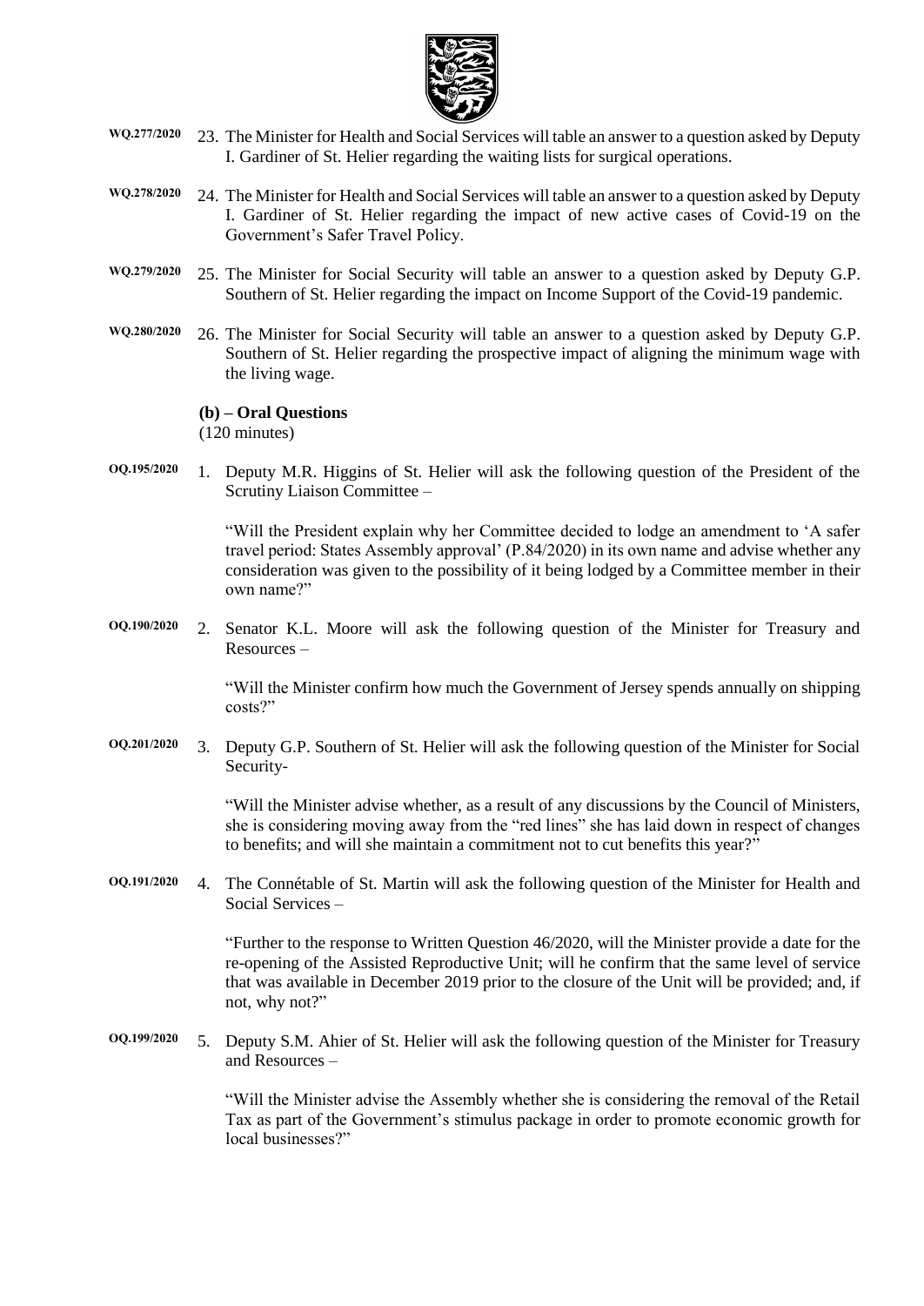WQ.277/2020 23. The Minister for Health and Social Services will table an answer to a question asked by Deputy I. Gardiner of St. Helier regarding the waiting lists for surgical operations.

WQ.278/2020 24. The Minister for Health and Social Services will table an answer to a question asked by Deputy I. Gardiner of St. Helier regarding the impact of new active cases of Covid-19 on the Government's Safer Travel Policy.

WQ.279/2020 25. The Minister for Social Security will table an answer to a question asked by Deputy G.P. Southern of St. Helier regarding the impact on Income Support of the Covid-19 pandemic.

WQ.280/2020 26. The Minister for Social Security will table an answer to a question asked by Deputy G.P. Southern of St. Helier regarding the prospective impact of aligning the minimum wage with the living wage.

**(b) – Oral Questions**
(120 minutes)

OQ.195/2020 1. Deputy M.R. Higgins of St. Helier will ask the following question of the President of the Scrutiny Liaison Committee –

"Will the President explain why her Committee decided to lodge an amendment to 'A safer travel period: States Assembly approval' (P.84/2020) in its own name and advise whether any consideration was given to the possibility of it being lodged by a Committee member in their own name?"

OQ.190/2020 2. Senator K.L. Moore will ask the following question of the Minister for Treasury and Resources –

"Will the Minister confirm how much the Government of Jersey spends annually on shipping costs?"

OQ.201/2020 3. Deputy G.P. Southern of St. Helier will ask the following question of the Minister for Social Security-

"Will the Minister advise whether, as a result of any discussions by the Council of Ministers, she is considering moving away from the "red lines" she has laid down in respect of changes to benefits; and will she maintain a commitment not to cut benefits this year?"

OQ.191/2020 4. The Connétable of St. Martin will ask the following question of the Minister for Health and Social Services –

"Further to the response to Written Question 46/2020, will the Minister provide a date for the re-opening of the Assisted Reproductive Unit; will he confirm that the same level of service that was available in December 2019 prior to the closure of the Unit will be provided; and, if not, why not?"

OQ.199/2020 5. Deputy S.M. Ahier of St. Helier will ask the following question of the Minister for Treasury and Resources –

"Will the Minister advise the Assembly whether she is considering the removal of the Retail Tax as part of the Government's stimulus package in order to promote economic growth for local businesses?"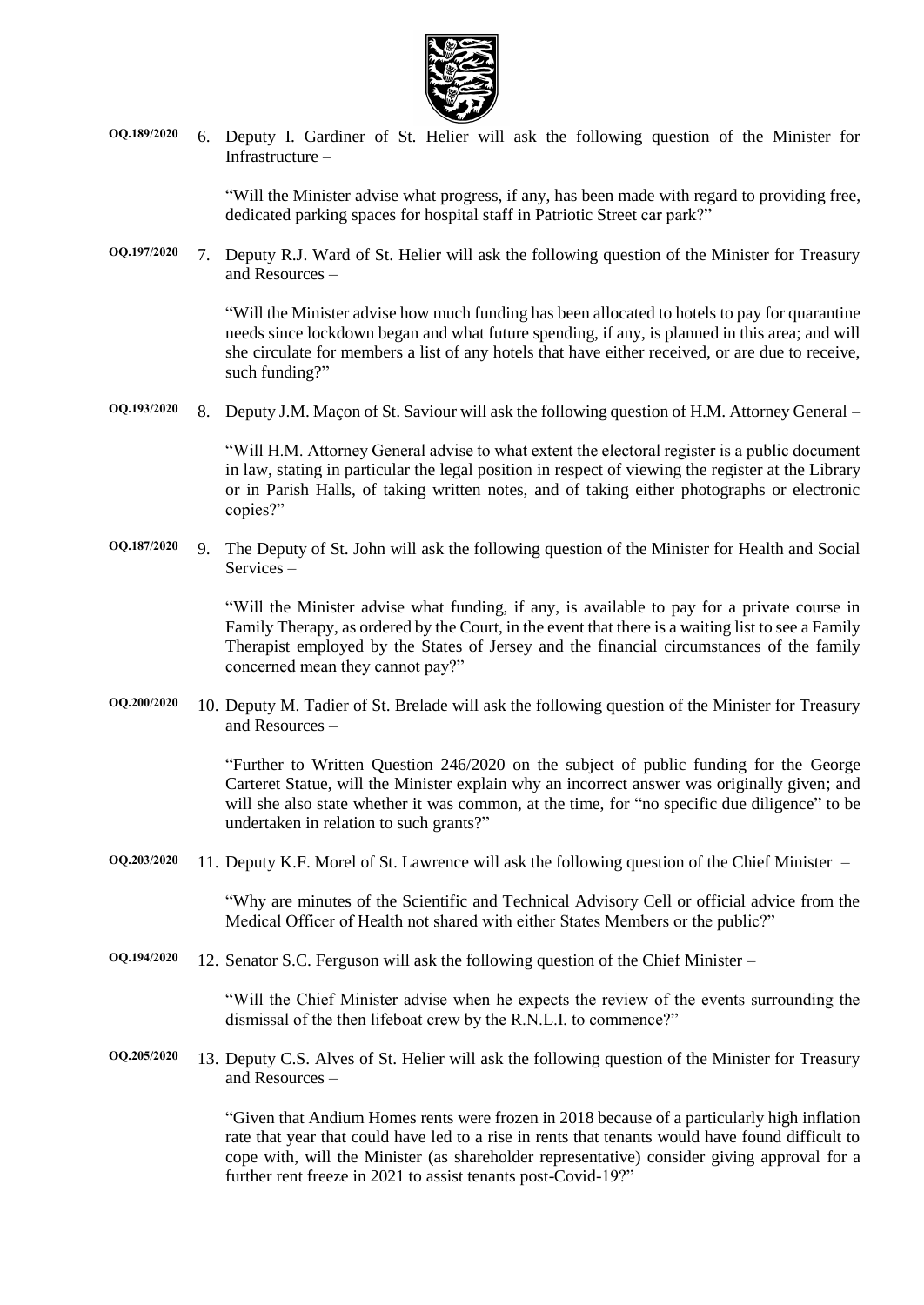**OQ.189/2020** 6. Deputy I. Gardiner of St. Helier will ask the following question of the Minister for Infrastructure –

"Will the Minister advise what progress, if any, has been made with regard to providing free, dedicated parking spaces for hospital staff in Patriotic Street car park?"

**OQ.197/2020** 7. Deputy R.J. Ward of St. Helier will ask the following question of the Minister for Treasury and Resources –

"Will the Minister advise how much funding has been allocated to hotels to pay for quarantine needs since lockdown began and what future spending, if any, is planned in this area; and will she circulate for members a list of any hotels that have either received, or are due to receive, such funding?"

**OQ.193/2020** 8. Deputy J.M. Maçon of St. Saviour will ask the following question of H.M. Attorney General –

"Will H.M. Attorney General advise to what extent the electoral register is a public document in law, stating in particular the legal position in respect of viewing the register at the Library or in Parish Halls, of taking written notes, and of taking either photographs or electronic copies?"

**OQ.187/2020** 9. The Deputy of St. John will ask the following question of the Minister for Health and Social Services –

"Will the Minister advise what funding, if any, is available to pay for a private course in Family Therapy, as ordered by the Court, in the event that there is a waiting list to see a Family Therapist employed by the States of Jersey and the financial circumstances of the family concerned mean they cannot pay?"

**OQ.200/2020** 10. Deputy M. Tadier of St. Brelade will ask the following question of the Minister for Treasury and Resources –

"Further to Written Question 246/2020 on the subject of public funding for the George Carteret Statue, will the Minister explain why an incorrect answer was originally given; and will she also state whether it was common, at the time, for "no specific due diligence" to be undertaken in relation to such grants?"

**OQ.203/2020** 11. Deputy K.F. Morel of St. Lawrence will ask the following question of the Chief Minister –

"Why are minutes of the Scientific and Technical Advisory Cell or official advice from the Medical Officer of Health not shared with either States Members or the public?"

**OQ.194/2020** 12. Senator S.C. Ferguson will ask the following question of the Chief Minister –

"Will the Chief Minister advise when he expects the review of the events surrounding the dismissal of the then lifeboat crew by the R.N.L.I. to commence?"

**OQ.205/2020** 13. Deputy C.S. Alves of St. Helier will ask the following question of the Minister for Treasury and Resources –

"Given that Andium Homes rents were frozen in 2018 because of a particularly high inflation rate that year that could have led to a rise in rents that tenants would have found difficult to cope with, will the Minister (as shareholder representative) consider giving approval for a further rent freeze in 2021 to assist tenants post-Covid-19?"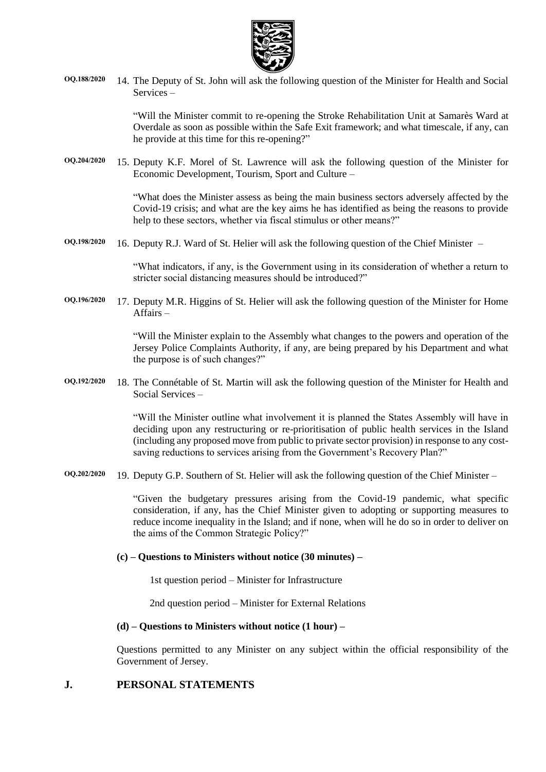**OQ.188/2020** 14. The Deputy of St. John will ask the following question of the Minister for Health and Social Services –

"Will the Minister commit to re-opening the Stroke Rehabilitation Unit at Samarès Ward at Overdale as soon as possible within the Safe Exit framework; and what timescale, if any, can he provide at this time for this re-opening?"

**OQ.204/2020** 15. Deputy K.F. Morel of St. Lawrence will ask the following question of the Minister for Economic Development, Tourism, Sport and Culture –

"What does the Minister assess as being the main business sectors adversely affected by the Covid-19 crisis; and what are the key aims he has identified as being the reasons to provide help to these sectors, whether via fiscal stimulus or other means?"

**OQ.198/2020** 16. Deputy R.J. Ward of St. Helier will ask the following question of the Chief Minister –

"What indicators, if any, is the Government using in its consideration of whether a return to stricter social distancing measures should be introduced?"

**OQ.196/2020** 17. Deputy M.R. Higgins of St. Helier will ask the following question of the Minister for Home Affairs –

"Will the Minister explain to the Assembly what changes to the powers and operation of the Jersey Police Complaints Authority, if any, are being prepared by his Department and what the purpose is of such changes?"

**OQ.192/2020** 18. The Connétable of St. Martin will ask the following question of the Minister for Health and Social Services –

"Will the Minister outline what involvement it is planned the States Assembly will have in deciding upon any restructuring or re-prioritisation of public health services in the Island (including any proposed move from public to private sector provision) in response to any cost-saving reductions to services arising from the Government's Recovery Plan?"

**OQ.202/2020** 19. Deputy G.P. Southern of St. Helier will ask the following question of the Chief Minister –

"Given the budgetary pressures arising from the Covid-19 pandemic, what specific consideration, if any, has the Chief Minister given to adopting or supporting measures to reduce income inequality in the Island; and if none, when will he do so in order to deliver on the aims of the Common Strategic Policy?"

**(c) – Questions to Ministers without notice (30 minutes) –**

1st question period – Minister for Infrastructure

2nd question period – Minister for External Relations

**(d) – Questions to Ministers without notice (1 hour) –**

Questions permitted to any Minister on any subject within the official responsibility of the Government of Jersey.

## J. PERSONAL STATEMENTS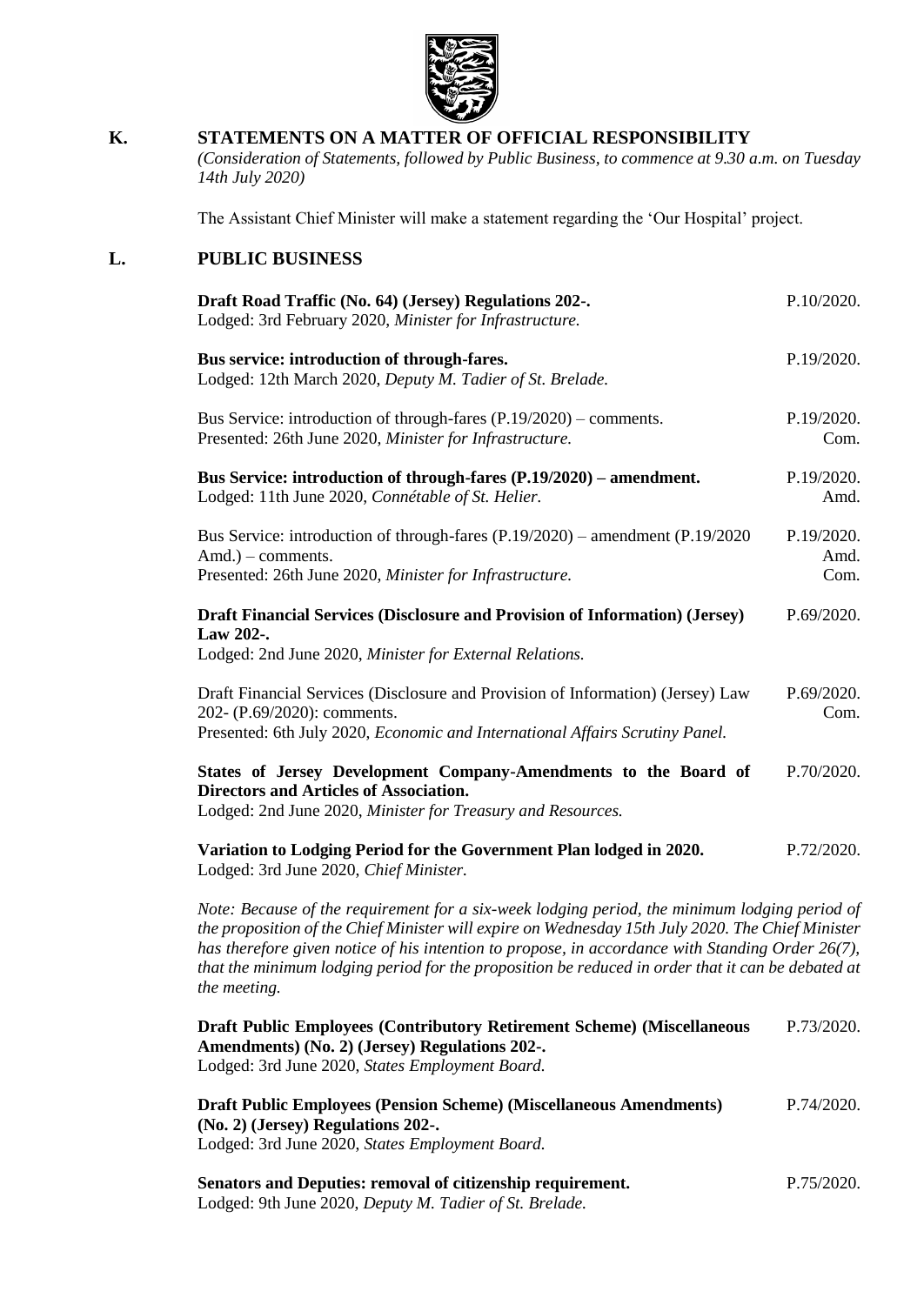## K. STATEMENTS ON A MATTER OF OFFICIAL RESPONSIBILITY

*(Consideration of Statements, followed by Public Business, to commence at 9.30 a.m. on Tuesday 14th July 2020)*

The Assistant Chief Minister will make a statement regarding the 'Our Hospital' project.

## L. PUBLIC BUSINESS

| | |
|---|---|
| **Draft Road Traffic (No. 64) (Jersey) Regulations 202-.**<br>Lodged: 3rd February 2020, *Minister for Infrastructure.* | P.10/2020. |
| **Bus service: introduction of through-fares.**<br>Lodged: 12th March 2020, *Deputy M. Tadier of St. Brelade.* | P.19/2020. |
| Bus Service: introduction of through-fares (P.19/2020) – comments.<br>Presented: 26th June 2020, *Minister for Infrastructure.* | P.19/2020. Com. |
| **Bus Service: introduction of through-fares (P.19/2020) – amendment.**<br>Lodged: 11th June 2020, *Connétable of St. Helier.* | P.19/2020. Amd. |
| Bus Service: introduction of through-fares (P.19/2020) – amendment (P.19/2020 Amd.) – comments.<br>Presented: 26th June 2020, *Minister for Infrastructure.* | P.19/2020. Amd. Com. |
| **Draft Financial Services (Disclosure and Provision of Information) (Jersey) Law 202-.**<br>Lodged: 2nd June 2020, *Minister for External Relations.* | P.69/2020. |
| Draft Financial Services (Disclosure and Provision of Information) (Jersey) Law 202- (P.69/2020): comments.<br>Presented: 6th July 2020, *Economic and International Affairs Scrutiny Panel.* | P.69/2020. Com. |
| **States of Jersey Development Company-Amendments to the Board of Directors and Articles of Association.**<br>Lodged: 2nd June 2020, *Minister for Treasury and Resources.* | P.70/2020. |
| **Variation to Lodging Period for the Government Plan lodged in 2020.**<br>Lodged: 3rd June 2020, *Chief Minister.* | P.72/2020. |

*Note: Because of the requirement for a six-week lodging period, the minimum lodging period of the proposition of the Chief Minister will expire on Wednesday 15th July 2020. The Chief Minister has therefore given notice of his intention to propose, in accordance with Standing Order 26(7), that the minimum lodging period for the proposition be reduced in order that it can be debated at the meeting.*

| | |
|---|---|
| **Draft Public Employees (Contributory Retirement Scheme) (Miscellaneous Amendments) (No. 2) (Jersey) Regulations 202-.**<br>Lodged: 3rd June 2020, *States Employment Board.* | P.73/2020. |
| **Draft Public Employees (Pension Scheme) (Miscellaneous Amendments) (No. 2) (Jersey) Regulations 202-.**<br>Lodged: 3rd June 2020, *States Employment Board.* | P.74/2020. |
| **Senators and Deputies: removal of citizenship requirement.**<br>Lodged: 9th June 2020, *Deputy M. Tadier of St. Brelade.* | P.75/2020. |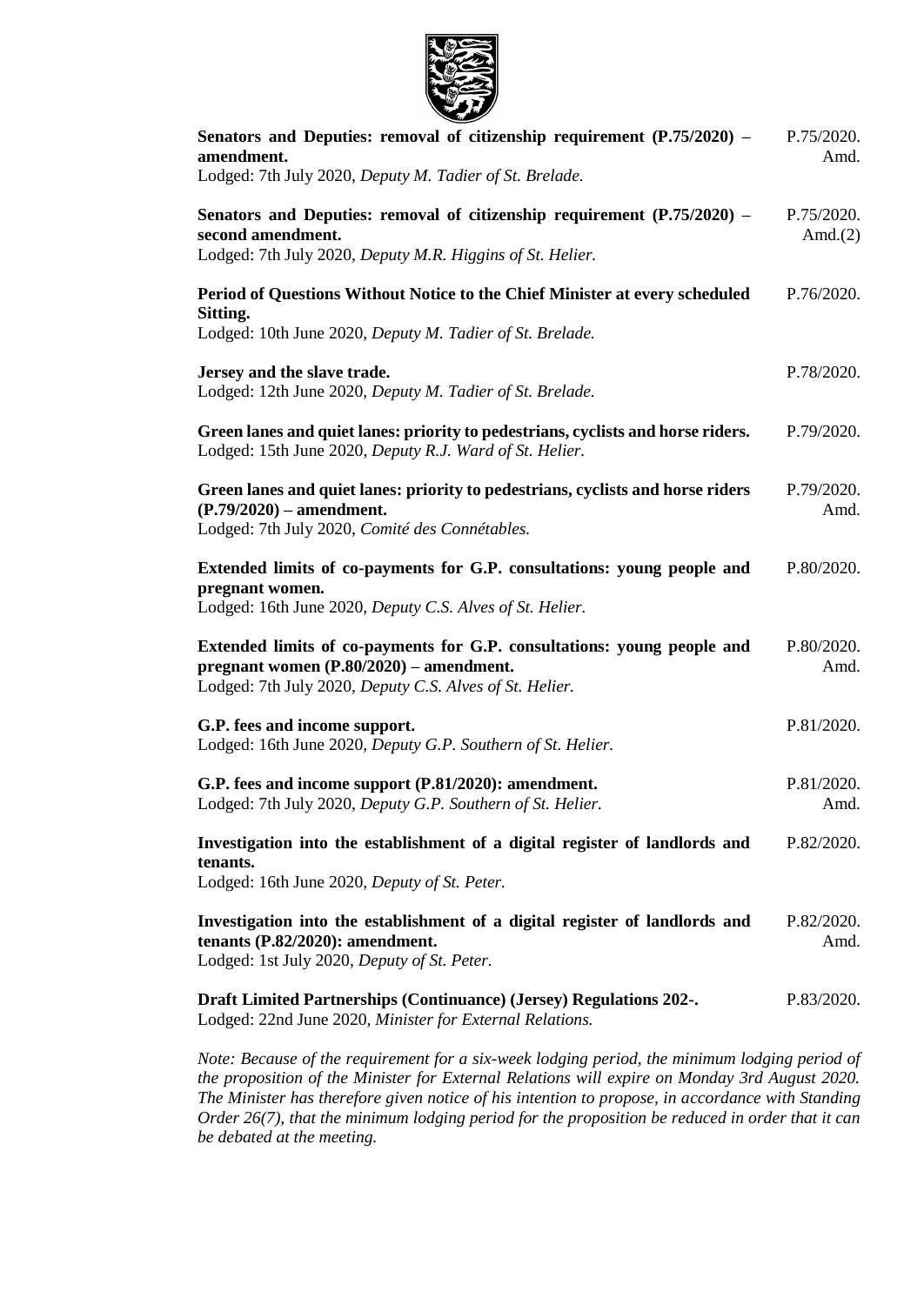**Senators and Deputies: removal of citizenship requirement (P.75/2020) – amendment.** P.75/2020. Amd.
Lodged: 7th July 2020, *Deputy M. Tadier of St. Brelade.*

**Senators and Deputies: removal of citizenship requirement (P.75/2020) – second amendment.** P.75/2020. Amd.(2)
Lodged: 7th July 2020, *Deputy M.R. Higgins of St. Helier.*

**Period of Questions Without Notice to the Chief Minister at every scheduled Sitting.** P.76/2020.
Lodged: 10th June 2020, *Deputy M. Tadier of St. Brelade.*

**Jersey and the slave trade.** P.78/2020.
Lodged: 12th June 2020, *Deputy M. Tadier of St. Brelade.*

**Green lanes and quiet lanes: priority to pedestrians, cyclists and horse riders.** P.79/2020.
Lodged: 15th June 2020, *Deputy R.J. Ward of St. Helier.*

**Green lanes and quiet lanes: priority to pedestrians, cyclists and horse riders (P.79/2020) – amendment.** P.79/2020. Amd.
Lodged: 7th July 2020, *Comité des Connétables.*

**Extended limits of co-payments for G.P. consultations: young people and pregnant women.** P.80/2020.
Lodged: 16th June 2020, *Deputy C.S. Alves of St. Helier.*

**Extended limits of co-payments for G.P. consultations: young people and pregnant women (P.80/2020) – amendment.** P.80/2020. Amd.
Lodged: 7th July 2020, *Deputy C.S. Alves of St. Helier.*

**G.P. fees and income support.** P.81/2020.
Lodged: 16th June 2020, *Deputy G.P. Southern of St. Helier.*

**G.P. fees and income support (P.81/2020): amendment.** P.81/2020. Amd.
Lodged: 7th July 2020, *Deputy G.P. Southern of St. Helier.*

**Investigation into the establishment of a digital register of landlords and tenants.** P.82/2020.
Lodged: 16th June 2020, *Deputy of St. Peter.*

**Investigation into the establishment of a digital register of landlords and tenants (P.82/2020): amendment.** P.82/2020. Amd.
Lodged: 1st July 2020, *Deputy of St. Peter.*

**Draft Limited Partnerships (Continuance) (Jersey) Regulations 202-.** P.83/2020.
Lodged: 22nd June 2020, *Minister for External Relations.*

*Note: Because of the requirement for a six-week lodging period, the minimum lodging period of the proposition of the Minister for External Relations will expire on Monday 3rd August 2020. The Minister has therefore given notice of his intention to propose, in accordance with Standing Order 26(7), that the minimum lodging period for the proposition be reduced in order that it can be debated at the meeting.*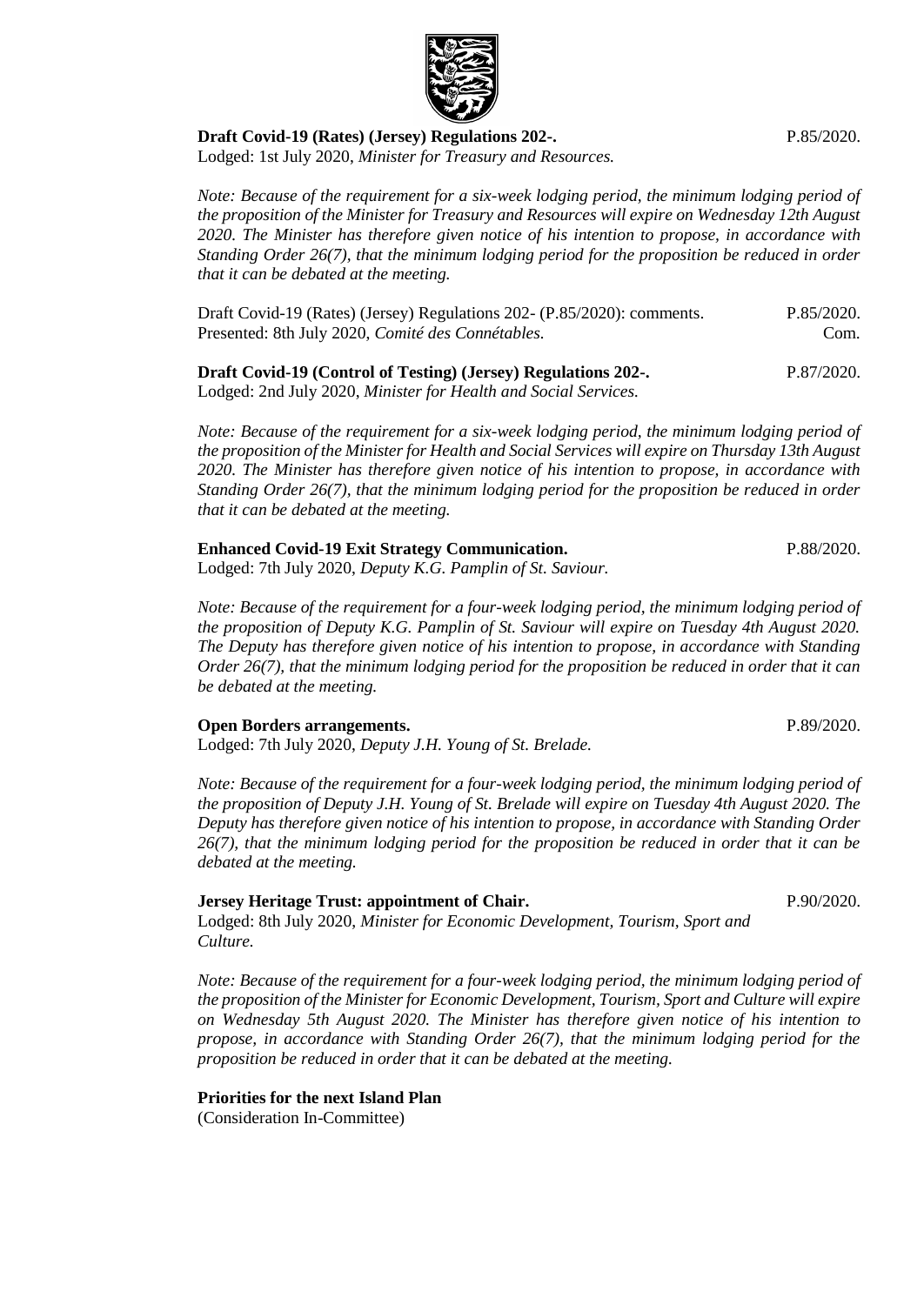**Draft Covid-19 (Rates) (Jersey) Regulations 202-.** P.85/2020.
Lodged: 1st July 2020, *Minister for Treasury and Resources.*

*Note: Because of the requirement for a six-week lodging period, the minimum lodging period of the proposition of the Minister for Treasury and Resources will expire on Wednesday 12th August 2020. The Minister has therefore given notice of his intention to propose, in accordance with Standing Order 26(7), that the minimum lodging period for the proposition be reduced in order that it can be debated at the meeting.*

Draft Covid-19 (Rates) (Jersey) Regulations 202- (P.85/2020): comments. P.85/2020. Com.
Presented: 8th July 2020, *Comité des Connétables.*

**Draft Covid-19 (Control of Testing) (Jersey) Regulations 202-.** P.87/2020.
Lodged: 2nd July 2020, *Minister for Health and Social Services.*

*Note: Because of the requirement for a six-week lodging period, the minimum lodging period of the proposition of the Minister for Health and Social Services will expire on Thursday 13th August 2020. The Minister has therefore given notice of his intention to propose, in accordance with Standing Order 26(7), that the minimum lodging period for the proposition be reduced in order that it can be debated at the meeting.*

**Enhanced Covid-19 Exit Strategy Communication.** P.88/2020.
Lodged: 7th July 2020, *Deputy K.G. Pamplin of St. Saviour.*

*Note: Because of the requirement for a four-week lodging period, the minimum lodging period of the proposition of Deputy K.G. Pamplin of St. Saviour will expire on Tuesday 4th August 2020. The Deputy has therefore given notice of his intention to propose, in accordance with Standing Order 26(7), that the minimum lodging period for the proposition be reduced in order that it can be debated at the meeting.*

**Open Borders arrangements.** P.89/2020.
Lodged: 7th July 2020, *Deputy J.H. Young of St. Brelade.*

*Note: Because of the requirement for a four-week lodging period, the minimum lodging period of the proposition of Deputy J.H. Young of St. Brelade will expire on Tuesday 4th August 2020. The Deputy has therefore given notice of his intention to propose, in accordance with Standing Order 26(7), that the minimum lodging period for the proposition be reduced in order that it can be debated at the meeting.*

**Jersey Heritage Trust: appointment of Chair.** P.90/2020.
Lodged: 8th July 2020, *Minister for Economic Development, Tourism, Sport and Culture.*

*Note: Because of the requirement for a four-week lodging period, the minimum lodging period of the proposition of the Minister for Economic Development, Tourism, Sport and Culture will expire on Wednesday 5th August 2020. The Minister has therefore given notice of his intention to propose, in accordance with Standing Order 26(7), that the minimum lodging period for the proposition be reduced in order that it can be debated at the meeting.*

**Priorities for the next Island Plan**
(Consideration In-Committee)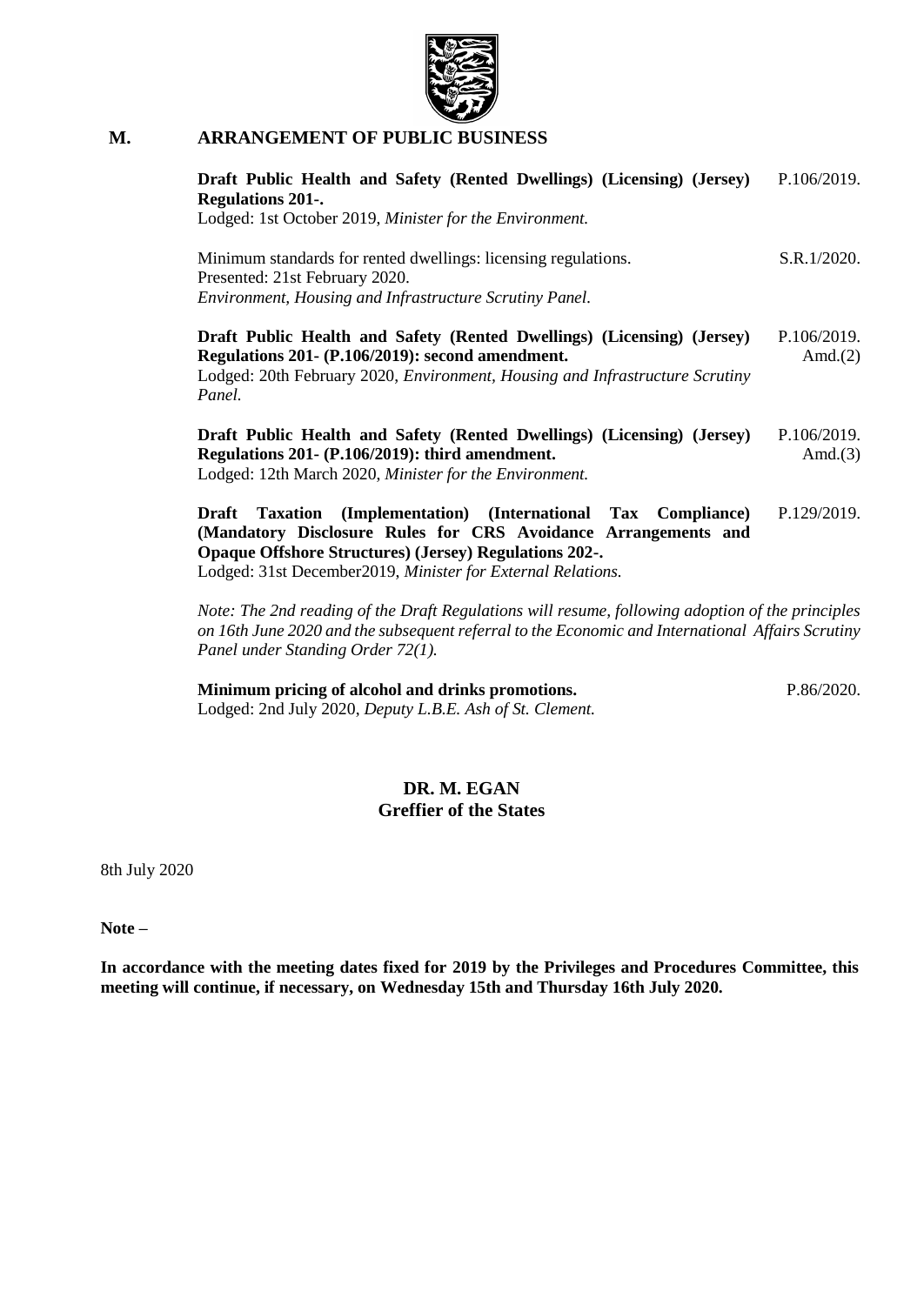## M. ARRANGEMENT OF PUBLIC BUSINESS

**Draft Public Health and Safety (Rented Dwellings) (Licensing) (Jersey) Regulations 201-.** P.106/2019.
Lodged: 1st October 2019, *Minister for the Environment.*

Minimum standards for rented dwellings: licensing regulations. S.R.1/2020.
Presented: 21st February 2020.
*Environment, Housing and Infrastructure Scrutiny Panel.*

**Draft Public Health and Safety (Rented Dwellings) (Licensing) (Jersey) Regulations 201- (P.106/2019): second amendment.** P.106/2019. Amd.(2)
Lodged: 20th February 2020, *Environment, Housing and Infrastructure Scrutiny Panel.*

**Draft Public Health and Safety (Rented Dwellings) (Licensing) (Jersey) Regulations 201- (P.106/2019): third amendment.** P.106/2019. Amd.(3)
Lodged: 12th March 2020, *Minister for the Environment.*

**Draft Taxation (Implementation) (International Tax Compliance) (Mandatory Disclosure Rules for CRS Avoidance Arrangements and Opaque Offshore Structures) (Jersey) Regulations 202-.** P.129/2019.
Lodged: 31st December2019, *Minister for External Relations.*

*Note: The 2nd reading of the Draft Regulations will resume, following adoption of the principles on 16th June 2020 and the subsequent referral to the Economic and International Affairs Scrutiny Panel under Standing Order 72(1).*

**Minimum pricing of alcohol and drinks promotions.** P.86/2020.
Lodged: 2nd July 2020, *Deputy L.B.E. Ash of St. Clement.*

**DR. M. EGAN**
**Greffier of the States**

8th July 2020

**Note –**

**In accordance with the meeting dates fixed for 2019 by the Privileges and Procedures Committee, this meeting will continue, if necessary, on Wednesday 15th and Thursday 16th July 2020.**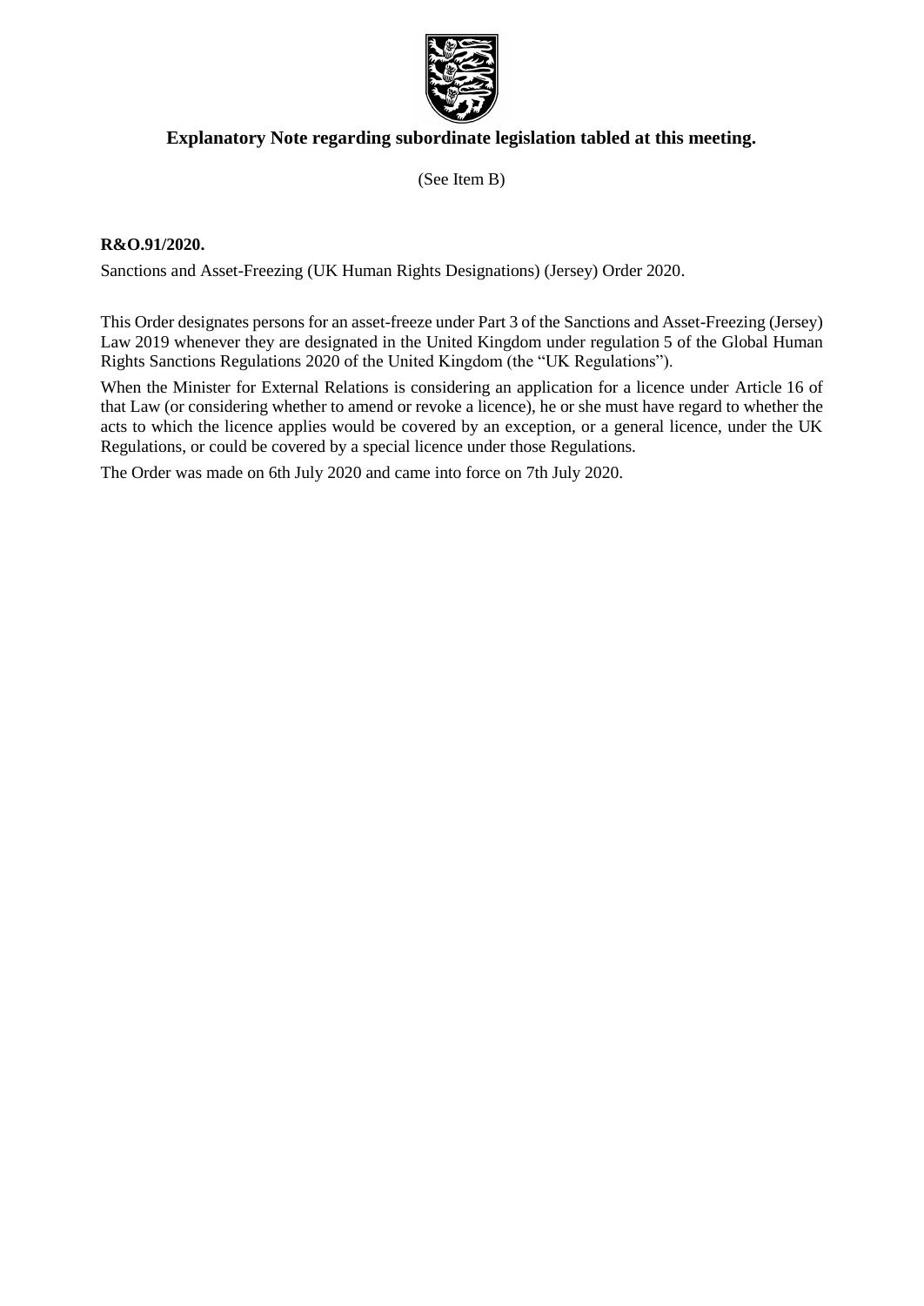## Explanatory Note regarding subordinate legislation tabled at this meeting.

(See Item B)

**R&O.91/2020.**

Sanctions and Asset-Freezing (UK Human Rights Designations) (Jersey) Order 2020.

This Order designates persons for an asset-freeze under Part 3 of the Sanctions and Asset-Freezing (Jersey) Law 2019 whenever they are designated in the United Kingdom under regulation 5 of the Global Human Rights Sanctions Regulations 2020 of the United Kingdom (the "UK Regulations").

When the Minister for External Relations is considering an application for a licence under Article 16 of that Law (or considering whether to amend or revoke a licence), he or she must have regard to whether the acts to which the licence applies would be covered by an exception, or a general licence, under the UK Regulations, or could be covered by a special licence under those Regulations.

The Order was made on 6th July 2020 and came into force on 7th July 2020.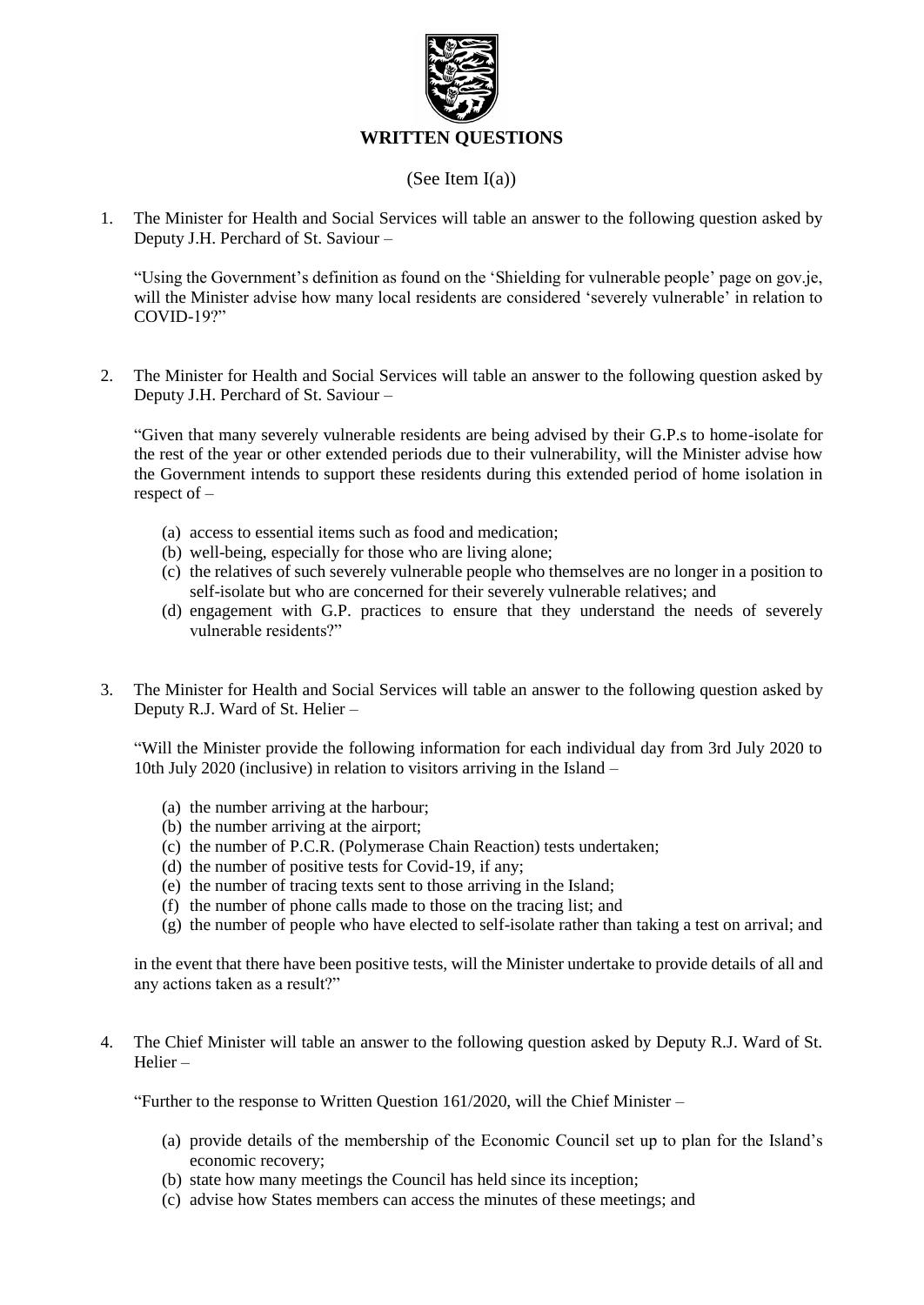# WRITTEN QUESTIONS

(See Item I(a))

1. The Minister for Health and Social Services will table an answer to the following question asked by Deputy J.H. Perchard of St. Saviour –

   "Using the Government's definition as found on the 'Shielding for vulnerable people' page on gov.je, will the Minister advise how many local residents are considered 'severely vulnerable' in relation to COVID-19?"

2. The Minister for Health and Social Services will table an answer to the following question asked by Deputy J.H. Perchard of St. Saviour –

   "Given that many severely vulnerable residents are being advised by their G.P.s to home-isolate for the rest of the year or other extended periods due to their vulnerability, will the Minister advise how the Government intends to support these residents during this extended period of home isolation in respect of –

   (a) access to essential items such as food and medication;
   (b) well-being, especially for those who are living alone;
   (c) the relatives of such severely vulnerable people who themselves are no longer in a position to self-isolate but who are concerned for their severely vulnerable relatives; and
   (d) engagement with G.P. practices to ensure that they understand the needs of severely vulnerable residents?"

3. The Minister for Health and Social Services will table an answer to the following question asked by Deputy R.J. Ward of St. Helier –

   "Will the Minister provide the following information for each individual day from 3rd July 2020 to 10th July 2020 (inclusive) in relation to visitors arriving in the Island –

   (a) the number arriving at the harbour;
   (b) the number arriving at the airport;
   (c) the number of P.C.R. (Polymerase Chain Reaction) tests undertaken;
   (d) the number of positive tests for Covid-19, if any;
   (e) the number of tracing texts sent to those arriving in the Island;
   (f) the number of phone calls made to those on the tracing list; and
   (g) the number of people who have elected to self-isolate rather than taking a test on arrival; and

   in the event that there have been positive tests, will the Minister undertake to provide details of all and any actions taken as a result?"

4. The Chief Minister will table an answer to the following question asked by Deputy R.J. Ward of St. Helier –

   "Further to the response to Written Question 161/2020, will the Chief Minister –

   (a) provide details of the membership of the Economic Council set up to plan for the Island's economic recovery;
   (b) state how many meetings the Council has held since its inception;
   (c) advise how States members can access the minutes of these meetings; and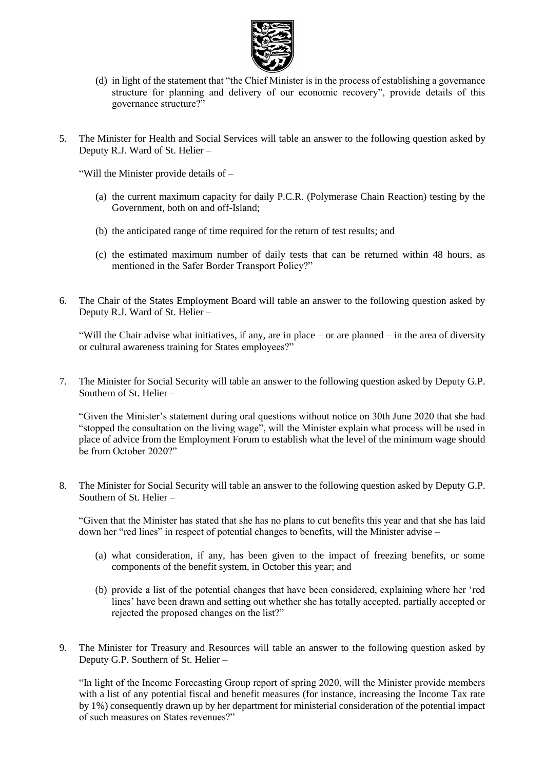(d) in light of the statement that "the Chief Minister is in the process of establishing a governance structure for planning and delivery of our economic recovery", provide details of this governance structure?"

5. The Minister for Health and Social Services will table an answer to the following question asked by Deputy R.J. Ward of St. Helier –

"Will the Minister provide details of –

(a) the current maximum capacity for daily P.C.R. (Polymerase Chain Reaction) testing by the Government, both on and off-Island;

(b) the anticipated range of time required for the return of test results; and

(c) the estimated maximum number of daily tests that can be returned within 48 hours, as mentioned in the Safer Border Transport Policy?"

6. The Chair of the States Employment Board will table an answer to the following question asked by Deputy R.J. Ward of St. Helier –

"Will the Chair advise what initiatives, if any, are in place – or are planned – in the area of diversity or cultural awareness training for States employees?"

7. The Minister for Social Security will table an answer to the following question asked by Deputy G.P. Southern of St. Helier –

"Given the Minister's statement during oral questions without notice on 30th June 2020 that she had "stopped the consultation on the living wage", will the Minister explain what process will be used in place of advice from the Employment Forum to establish what the level of the minimum wage should be from October 2020?"

8. The Minister for Social Security will table an answer to the following question asked by Deputy G.P. Southern of St. Helier –

"Given that the Minister has stated that she has no plans to cut benefits this year and that she has laid down her "red lines" in respect of potential changes to benefits, will the Minister advise –

(a) what consideration, if any, has been given to the impact of freezing benefits, or some components of the benefit system, in October this year; and

(b) provide a list of the potential changes that have been considered, explaining where her 'red lines' have been drawn and setting out whether she has totally accepted, partially accepted or rejected the proposed changes on the list?"

9. The Minister for Treasury and Resources will table an answer to the following question asked by Deputy G.P. Southern of St. Helier –

"In light of the Income Forecasting Group report of spring 2020, will the Minister provide members with a list of any potential fiscal and benefit measures (for instance, increasing the Income Tax rate by 1%) consequently drawn up by her department for ministerial consideration of the potential impact of such measures on States revenues?"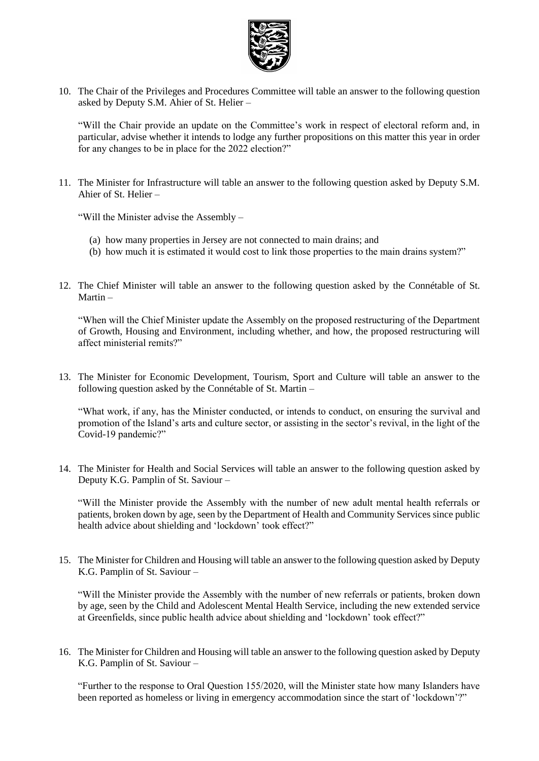10. The Chair of the Privileges and Procedures Committee will table an answer to the following question asked by Deputy S.M. Ahier of St. Helier –

    "Will the Chair provide an update on the Committee's work in respect of electoral reform and, in particular, advise whether it intends to lodge any further propositions on this matter this year in order for any changes to be in place for the 2022 election?"

11. The Minister for Infrastructure will table an answer to the following question asked by Deputy S.M. Ahier of St. Helier –

    "Will the Minister advise the Assembly –

    (a) how many properties in Jersey are not connected to main drains; and
    (b) how much it is estimated it would cost to link those properties to the main drains system?"

12. The Chief Minister will table an answer to the following question asked by the Connétable of St. Martin –

    "When will the Chief Minister update the Assembly on the proposed restructuring of the Department of Growth, Housing and Environment, including whether, and how, the proposed restructuring will affect ministerial remits?"

13. The Minister for Economic Development, Tourism, Sport and Culture will table an answer to the following question asked by the Connétable of St. Martin –

    "What work, if any, has the Minister conducted, or intends to conduct, on ensuring the survival and promotion of the Island's arts and culture sector, or assisting in the sector's revival, in the light of the Covid-19 pandemic?"

14. The Minister for Health and Social Services will table an answer to the following question asked by Deputy K.G. Pamplin of St. Saviour –

    "Will the Minister provide the Assembly with the number of new adult mental health referrals or patients, broken down by age, seen by the Department of Health and Community Services since public health advice about shielding and 'lockdown' took effect?"

15. The Minister for Children and Housing will table an answer to the following question asked by Deputy K.G. Pamplin of St. Saviour –

    "Will the Minister provide the Assembly with the number of new referrals or patients, broken down by age, seen by the Child and Adolescent Mental Health Service, including the new extended service at Greenfields, since public health advice about shielding and 'lockdown' took effect?"

16. The Minister for Children and Housing will table an answer to the following question asked by Deputy K.G. Pamplin of St. Saviour –

    "Further to the response to Oral Question 155/2020, will the Minister state how many Islanders have been reported as homeless or living in emergency accommodation since the start of 'lockdown'?"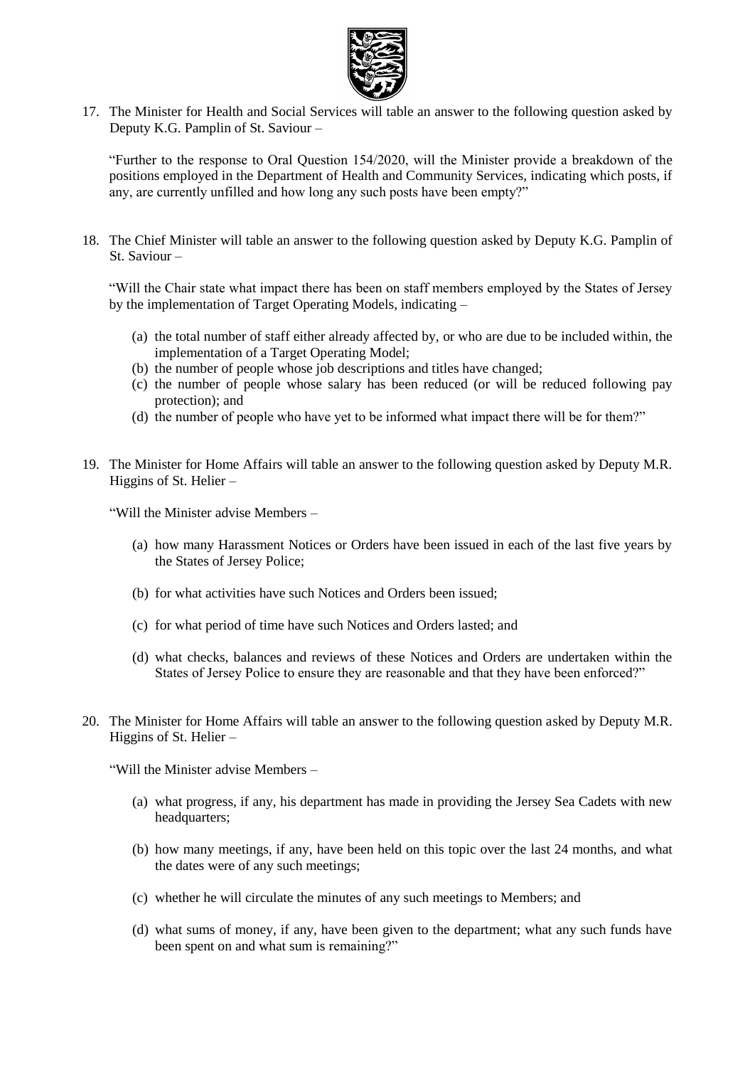17. The Minister for Health and Social Services will table an answer to the following question asked by Deputy K.G. Pamplin of St. Saviour –

    "Further to the response to Oral Question 154/2020, will the Minister provide a breakdown of the positions employed in the Department of Health and Community Services, indicating which posts, if any, are currently unfilled and how long any such posts have been empty?"

18. The Chief Minister will table an answer to the following question asked by Deputy K.G. Pamplin of St. Saviour –

    "Will the Chair state what impact there has been on staff members employed by the States of Jersey by the implementation of Target Operating Models, indicating –

    (a) the total number of staff either already affected by, or who are due to be included within, the implementation of a Target Operating Model;
    (b) the number of people whose job descriptions and titles have changed;
    (c) the number of people whose salary has been reduced (or will be reduced following pay protection); and
    (d) the number of people who have yet to be informed what impact there will be for them?"

19. The Minister for Home Affairs will table an answer to the following question asked by Deputy M.R. Higgins of St. Helier –

    "Will the Minister advise Members –

    (a) how many Harassment Notices or Orders have been issued in each of the last five years by the States of Jersey Police;

    (b) for what activities have such Notices and Orders been issued;

    (c) for what period of time have such Notices and Orders lasted; and

    (d) what checks, balances and reviews of these Notices and Orders are undertaken within the States of Jersey Police to ensure they are reasonable and that they have been enforced?"

20. The Minister for Home Affairs will table an answer to the following question asked by Deputy M.R. Higgins of St. Helier –

    "Will the Minister advise Members –

    (a) what progress, if any, his department has made in providing the Jersey Sea Cadets with new headquarters;

    (b) how many meetings, if any, have been held on this topic over the last 24 months, and what the dates were of any such meetings;

    (c) whether he will circulate the minutes of any such meetings to Members; and

    (d) what sums of money, if any, have been given to the department; what any such funds have been spent on and what sum is remaining?"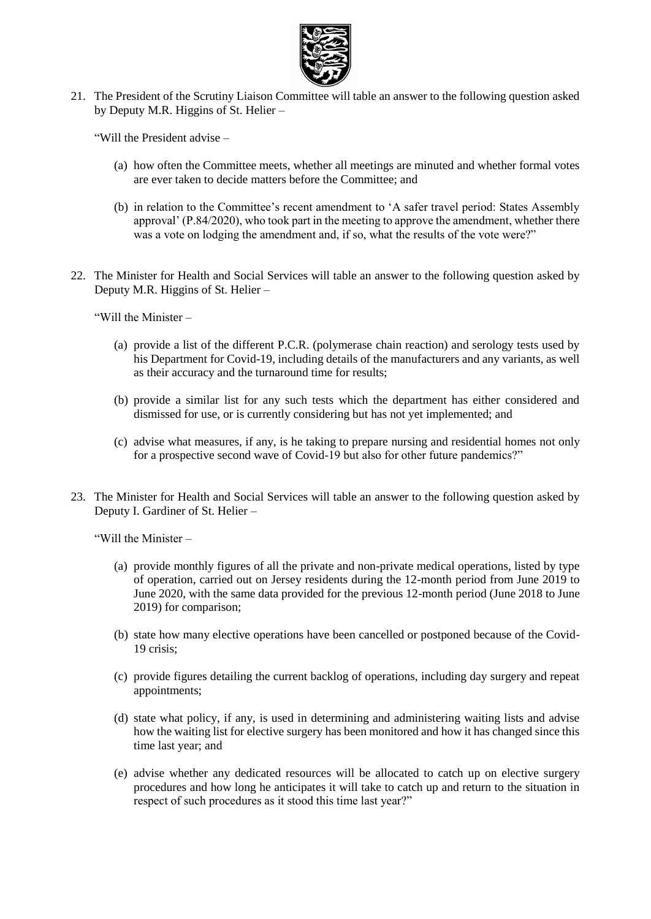21. The President of the Scrutiny Liaison Committee will table an answer to the following question asked by Deputy M.R. Higgins of St. Helier –

    "Will the President advise –

    (a) how often the Committee meets, whether all meetings are minuted and whether formal votes are ever taken to decide matters before the Committee; and

    (b) in relation to the Committee's recent amendment to 'A safer travel period: States Assembly approval' (P.84/2020), who took part in the meeting to approve the amendment, whether there was a vote on lodging the amendment and, if so, what the results of the vote were?"

22. The Minister for Health and Social Services will table an answer to the following question asked by Deputy M.R. Higgins of St. Helier –

    "Will the Minister –

    (a) provide a list of the different P.C.R. (polymerase chain reaction) and serology tests used by his Department for Covid-19, including details of the manufacturers and any variants, as well as their accuracy and the turnaround time for results;

    (b) provide a similar list for any such tests which the department has either considered and dismissed for use, or is currently considering but has not yet implemented; and

    (c) advise what measures, if any, is he taking to prepare nursing and residential homes not only for a prospective second wave of Covid-19 but also for other future pandemics?"

23. The Minister for Health and Social Services will table an answer to the following question asked by Deputy I. Gardiner of St. Helier –

    "Will the Minister –

    (a) provide monthly figures of all the private and non-private medical operations, listed by type of operation, carried out on Jersey residents during the 12-month period from June 2019 to June 2020, with the same data provided for the previous 12-month period (June 2018 to June 2019) for comparison;

    (b) state how many elective operations have been cancelled or postponed because of the Covid-19 crisis;

    (c) provide figures detailing the current backlog of operations, including day surgery and repeat appointments;

    (d) state what policy, if any, is used in determining and administering waiting lists and advise how the waiting list for elective surgery has been monitored and how it has changed since this time last year; and

    (e) advise whether any dedicated resources will be allocated to catch up on elective surgery procedures and how long he anticipates it will take to catch up and return to the situation in respect of such procedures as it stood this time last year?"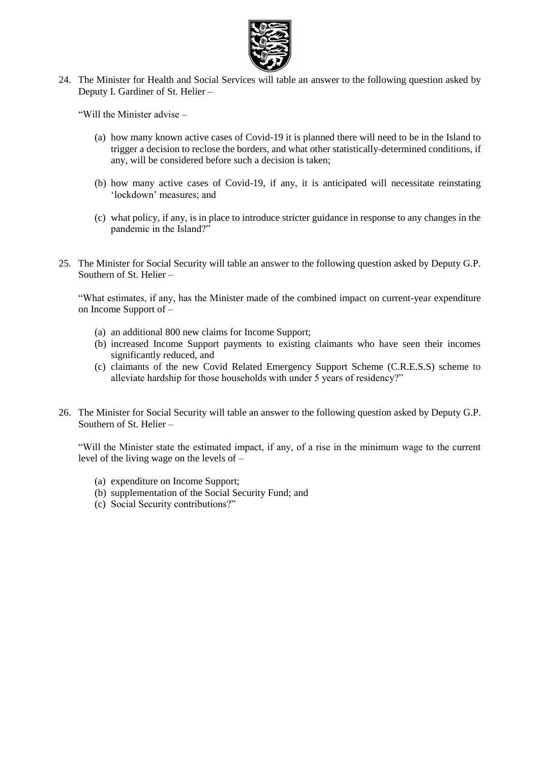24. The Minister for Health and Social Services will table an answer to the following question asked by Deputy I. Gardiner of St. Helier –

    "Will the Minister advise –

    (a) how many known active cases of Covid-19 it is planned there will need to be in the Island to trigger a decision to reclose the borders, and what other statistically-determined conditions, if any, will be considered before such a decision is taken;

    (b) how many active cases of Covid-19, if any, it is anticipated will necessitate reinstating 'lockdown' measures; and

    (c) what policy, if any, is in place to introduce stricter guidance in response to any changes in the pandemic in the Island?"

25. The Minister for Social Security will table an answer to the following question asked by Deputy G.P. Southern of St. Helier –

    "What estimates, if any, has the Minister made of the combined impact on current-year expenditure on Income Support of –

    (a) an additional 800 new claims for Income Support;
    (b) increased Income Support payments to existing claimants who have seen their incomes significantly reduced, and
    (c) claimants of the new Covid Related Emergency Support Scheme (C.R.E.S.S) scheme to alleviate hardship for those households with under 5 years of residency?"

26. The Minister for Social Security will table an answer to the following question asked by Deputy G.P. Southern of St. Helier –

    "Will the Minister state the estimated impact, if any, of a rise in the minimum wage to the current level of the living wage on the levels of –

    (a) expenditure on Income Support;
    (b) supplementation of the Social Security Fund; and
    (c) Social Security contributions?"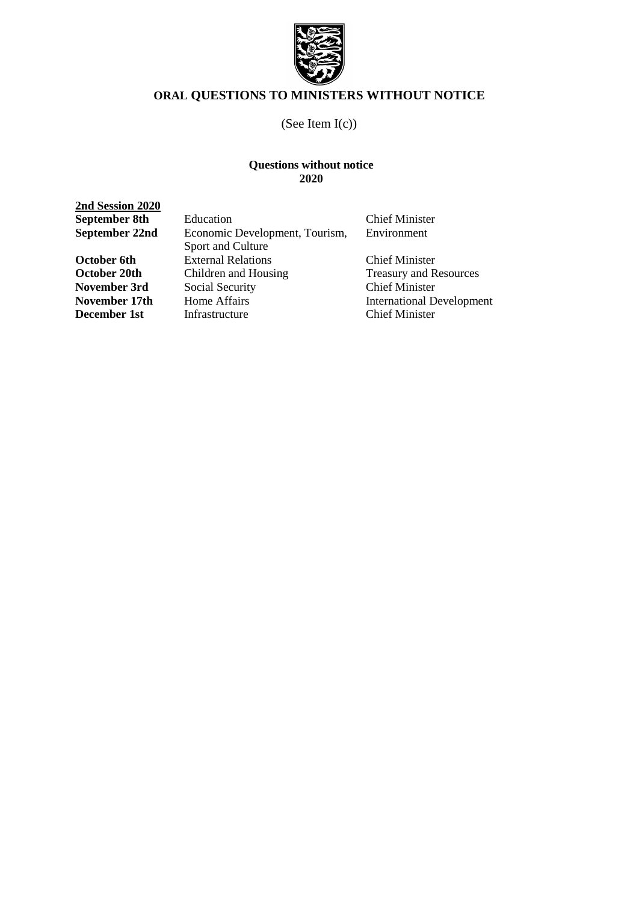## ORAL QUESTIONS TO MINISTERS WITHOUT NOTICE

(See Item I(c))

**Questions without notice**
**2020**

| | | |
|---|---|---|
| **2nd Session 2020** | | |
| **September 8th** | Education | Chief Minister |
| **September 22nd** | Economic Development, Tourism, Sport and Culture | Environment |
| **October 6th** | External Relations | Chief Minister |
| **October 20th** | Children and Housing | Treasury and Resources |
| **November 3rd** | Social Security | Chief Minister |
| **November 17th** | Home Affairs | International Development |
| **December 1st** | Infrastructure | Chief Minister |